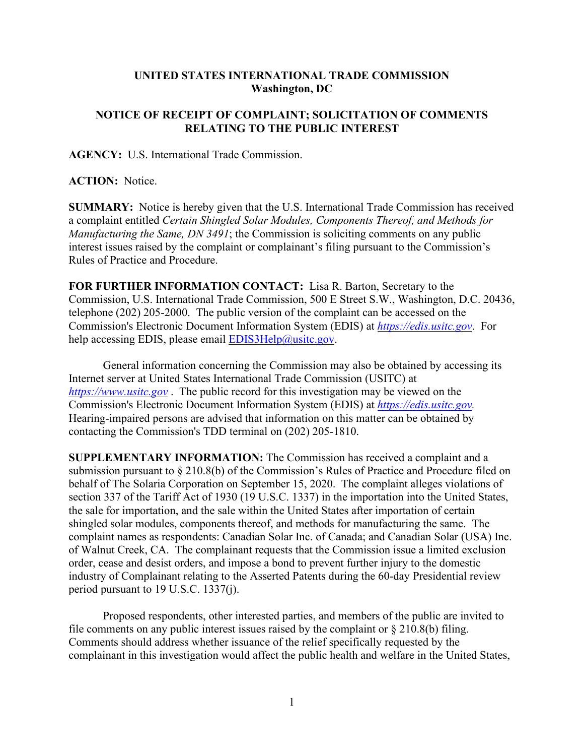# UNITED STATES INTERNATIONAL TRADE COMMISSION
## Washington, DC

## NOTICE OF RECEIPT OF COMPLAINT; SOLICITATION OF COMMENTS RELATING TO THE PUBLIC INTEREST

**AGENCY:** U.S. International Trade Commission.

**ACTION:** Notice.

**SUMMARY:** Notice is hereby given that the U.S. International Trade Commission has received a complaint entitled *Certain Shingled Solar Modules, Components Thereof, and Methods for Manufacturing the Same, DN 3491*; the Commission is soliciting comments on any public interest issues raised by the complaint or complainant's filing pursuant to the Commission's Rules of Practice and Procedure.

**FOR FURTHER INFORMATION CONTACT:** Lisa R. Barton, Secretary to the Commission, U.S. International Trade Commission, 500 E Street S.W., Washington, D.C. 20436, telephone (202) 205-2000. The public version of the complaint can be accessed on the Commission's Electronic Document Information System (EDIS) at *https://edis.usitc.gov*. For help accessing EDIS, please email EDIS3Help@usitc.gov.

General information concerning the Commission may also be obtained by accessing its Internet server at United States International Trade Commission (USITC) at *https://www.usitc.gov* . The public record for this investigation may be viewed on the Commission's Electronic Document Information System (EDIS) at *https://edis.usitc.gov.* Hearing-impaired persons are advised that information on this matter can be obtained by contacting the Commission's TDD terminal on (202) 205-1810.

**SUPPLEMENTARY INFORMATION:** The Commission has received a complaint and a submission pursuant to § 210.8(b) of the Commission's Rules of Practice and Procedure filed on behalf of The Solaria Corporation on September 15, 2020. The complaint alleges violations of section 337 of the Tariff Act of 1930 (19 U.S.C. 1337) in the importation into the United States, the sale for importation, and the sale within the United States after importation of certain shingled solar modules, components thereof, and methods for manufacturing the same. The complaint names as respondents: Canadian Solar Inc. of Canada; and Canadian Solar (USA) Inc. of Walnut Creek, CA. The complainant requests that the Commission issue a limited exclusion order, cease and desist orders, and impose a bond to prevent further injury to the domestic industry of Complainant relating to the Asserted Patents during the 60-day Presidential review period pursuant to 19 U.S.C. 1337(j).

Proposed respondents, other interested parties, and members of the public are invited to file comments on any public interest issues raised by the complaint or § 210.8(b) filing. Comments should address whether issuance of the relief specifically requested by the complainant in this investigation would affect the public health and welfare in the United States,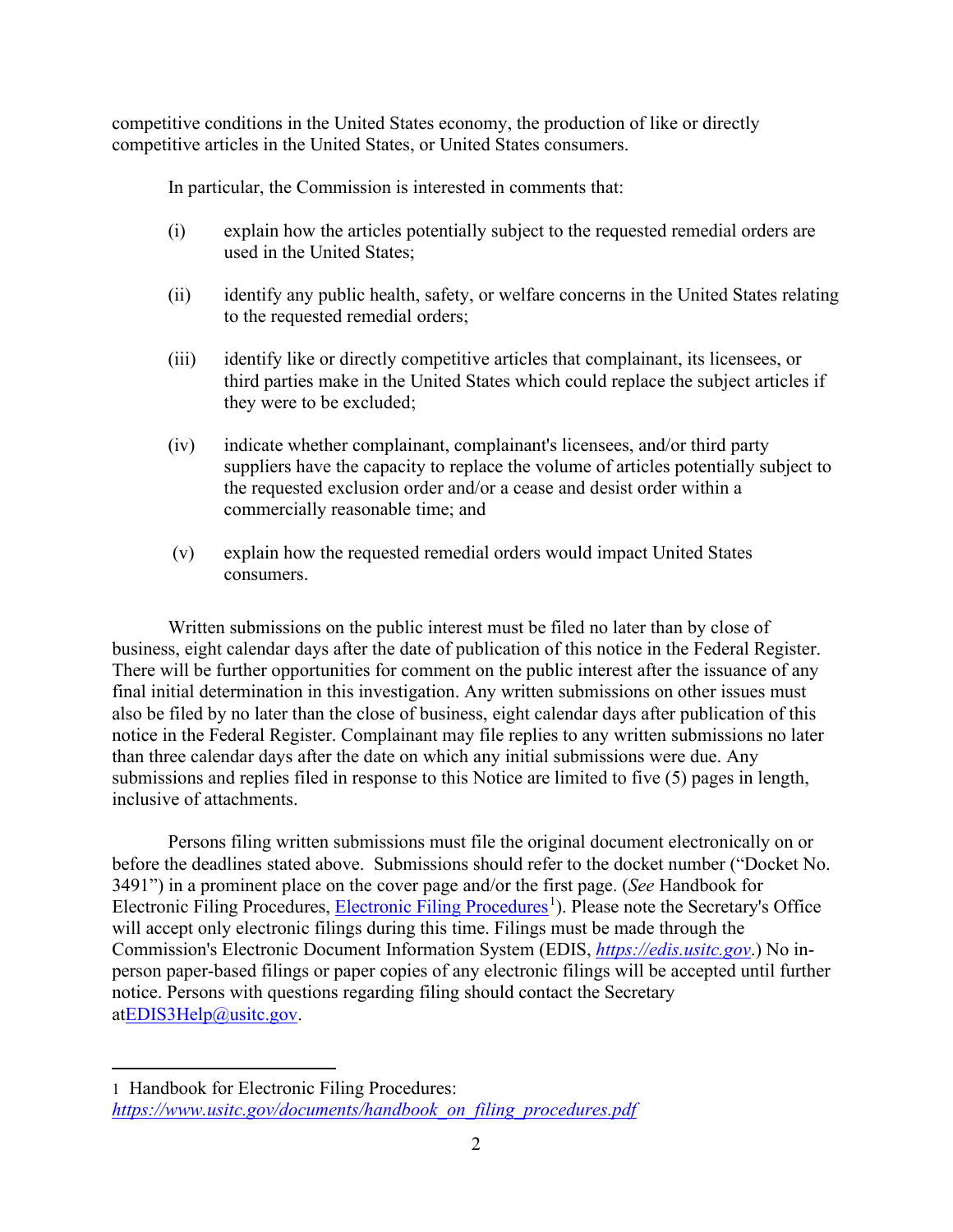competitive conditions in the United States economy, the production of like or directly competitive articles in the United States, or United States consumers.

In particular, the Commission is interested in comments that:

(i) explain how the articles potentially subject to the requested remedial orders are used in the United States;

(ii) identify any public health, safety, or welfare concerns in the United States relating to the requested remedial orders;

(iii) identify like or directly competitive articles that complainant, its licensees, or third parties make in the United States which could replace the subject articles if they were to be excluded;

(iv) indicate whether complainant, complainant's licensees, and/or third party suppliers have the capacity to replace the volume of articles potentially subject to the requested exclusion order and/or a cease and desist order within a commercially reasonable time; and

(v) explain how the requested remedial orders would impact United States consumers.

Written submissions on the public interest must be filed no later than by close of business, eight calendar days after the date of publication of this notice in the Federal Register. There will be further opportunities for comment on the public interest after the issuance of any final initial determination in this investigation. Any written submissions on other issues must also be filed by no later than the close of business, eight calendar days after publication of this notice in the Federal Register. Complainant may file replies to any written submissions no later than three calendar days after the date on which any initial submissions were due. Any submissions and replies filed in response to this Notice are limited to five (5) pages in length, inclusive of attachments.

Persons filing written submissions must file the original document electronically on or before the deadlines stated above. Submissions should refer to the docket number ("Docket No. 3491") in a prominent place on the cover page and/or the first page. (*See* Handbook for Electronic Filing Procedures, Electronic Filing Procedures[1]). Please note the Secretary's Office will accept only electronic filings during this time. Filings must be made through the Commission's Electronic Document Information System (EDIS, *https://edis.usitc.gov*.) No in-person paper-based filings or paper copies of any electronic filings will be accepted until further notice. Persons with questions regarding filing should contact the Secretary atEDIS3Help@usitc.gov.

---

1 Handbook for Electronic Filing Procedures: *https://www.usitc.gov/documents/handbook_on_filing_procedures.pdf*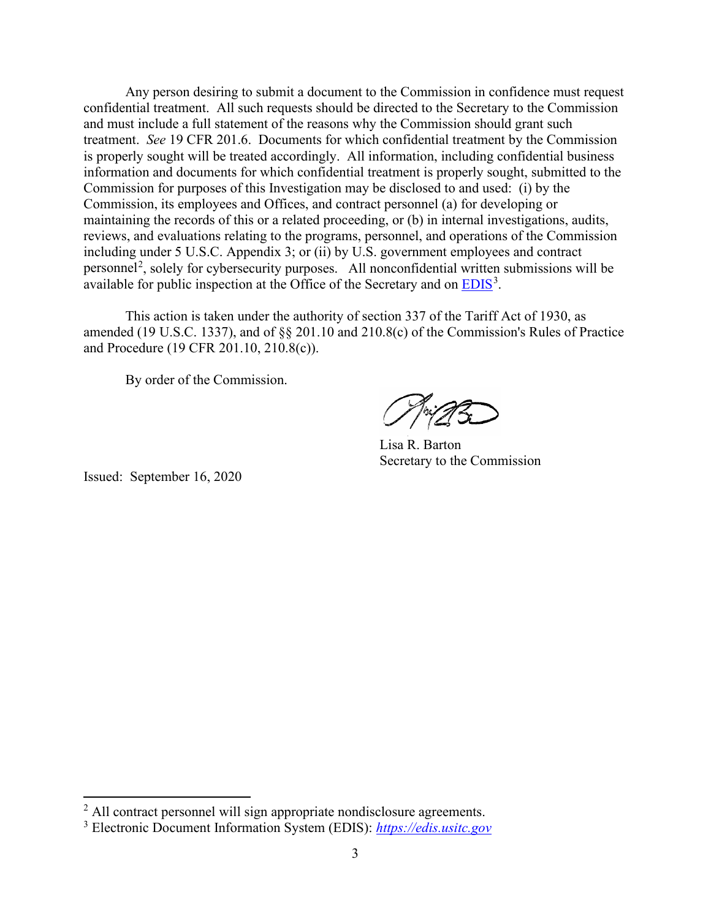Any person desiring to submit a document to the Commission in confidence must request confidential treatment. All such requests should be directed to the Secretary to the Commission and must include a full statement of the reasons why the Commission should grant such treatment. *See* 19 CFR 201.6. Documents for which confidential treatment by the Commission is properly sought will be treated accordingly. All information, including confidential business information and documents for which confidential treatment is properly sought, submitted to the Commission for purposes of this Investigation may be disclosed to and used: (i) by the Commission, its employees and Offices, and contract personnel (a) for developing or maintaining the records of this or a related proceeding, or (b) in internal investigations, audits, reviews, and evaluations relating to the programs, personnel, and operations of the Commission including under 5 U.S.C. Appendix 3; or (ii) by U.S. government employees and contract personnel[2], solely for cybersecurity purposes. All nonconfidential written submissions will be available for public inspection at the Office of the Secretary and on EDIS[3].

This action is taken under the authority of section 337 of the Tariff Act of 1930, as amended (19 U.S.C. 1337), and of §§ 201.10 and 210.8(c) of the Commission's Rules of Practice and Procedure (19 CFR 201.10, 210.8(c)).

By order of the Commission.

Lisa R. Barton
Secretary to the Commission

Issued: September 16, 2020

[2] All contract personnel will sign appropriate nondisclosure agreements.

[3] Electronic Document Information System (EDIS): *https://edis.usitc.gov*